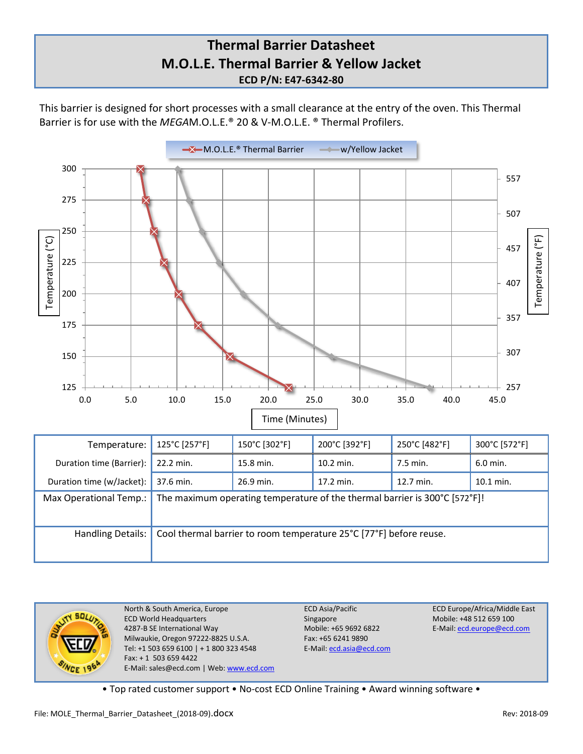# Thermal Barrier Datasheet

## M.O.L.E. Thermal Barrier & Yellow Jacket

### ECD P/N: E47-6342-80

This barrier is designed for short processes with a small clearance at the entry of the oven. This Thermal Barrier is for use with the *MEGA*M.O.L.E.® 20 & V-M.O.L.E. ® Thermal Profilers.

| Temperature: | 125°C [257°F] | 150°C [302°F] | 200°C [392°F] | 250°C [482°F] | 300°C [572°F] |
|---|---|---|---|---|---|
| Duration time (Barrier): | 22.2 min. | 15.8 min. | 10.2 min. | 7.5 min. | 6.0 min. |
| Duration time (w/Jacket): | 37.6 min. | 26.9 min. | 17.2 min. | 12.7 min. | 10.1 min. |
| Max Operational Temp.: | The maximum operating temperature of the thermal barrier is 300°C [572°F]! | | | | |
| Handling Details: | Cool thermal barrier to room temperature 25°C [77°F] before reuse. | | | | |

North & South America, Europe
ECD World Headquarters
4287-B SE International Way
Milwaukie, Oregon 97222-8825 U.S.A.
Tel: +1 503 659 6100 | + 1 800 323 4548
Fax: + 1 503 659 4422
E-Mail: sales@ecd.com | Web: www.ecd.com

ECD Asia/Pacific
Singapore
Mobile: +65 9692 6822
Fax: +65 6241 9890
E-Mail: ecd.asia@ecd.com

ECD Europe/Africa/Middle East
Mobile: +48 512 659 100
E-Mail: ecd.europe@ecd.com

• Top rated customer support • No-cost ECD Online Training • Award winning software •

File: MOLE_Thermal_Barrier_Datasheet_(2018-09).docx Rev: 2018-09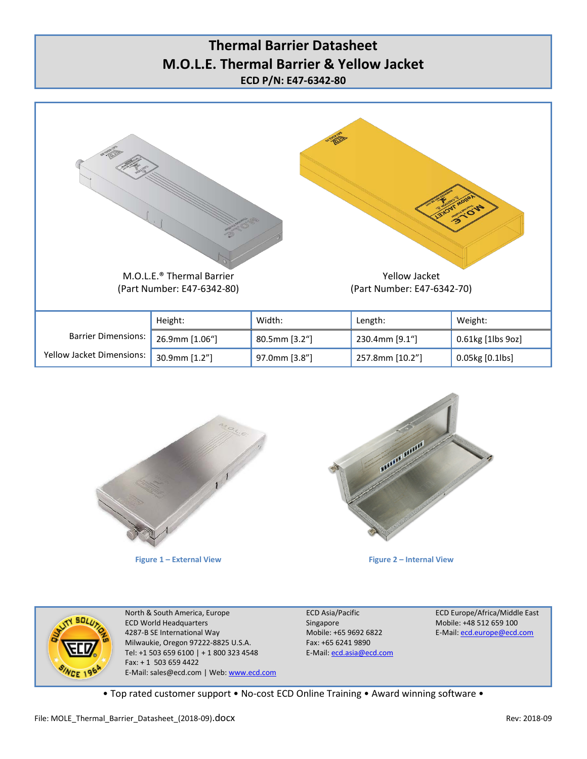# Thermal Barrier Datasheet
## M.O.L.E. Thermal Barrier & Yellow Jacket
**ECD P/N: E47-6342-80**

M.O.L.E.® Thermal Barrier
(Part Number: E47-6342-80)

Yellow Jacket
(Part Number: E47-6342-70)

| | Height: | Width: | Length: | Weight: |
|---|---|---|---|---|
| Barrier Dimensions: | 26.9mm [1.06"] | 80.5mm [3.2"] | 230.4mm [9.1"] | 0.61kg [1lbs 9oz] |
| Yellow Jacket Dimensions: | 30.9mm [1.2"] | 97.0mm [3.8"] | 257.8mm [10.2"] | 0.05kg [0.1lbs] |

**Figure 1 – External View**

**Figure 2 – Internal View**

North & South America, Europe
ECD World Headquarters
4287-B SE International Way
Milwaukie, Oregon 97222-8825 U.S.A.
Tel: +1 503 659 6100 | + 1 800 323 4548
Fax: + 1 503 659 4422
E-Mail: sales@ecd.com | Web: www.ecd.com

ECD Asia/Pacific
Singapore
Mobile: +65 9692 6822
Fax: +65 6241 9890
E-Mail: ecd.asia@ecd.com

ECD Europe/Africa/Middle East
Mobile: +48 512 659 100
E-Mail: ecd.europe@ecd.com

• Top rated customer support • No-cost ECD Online Training • Award winning software •